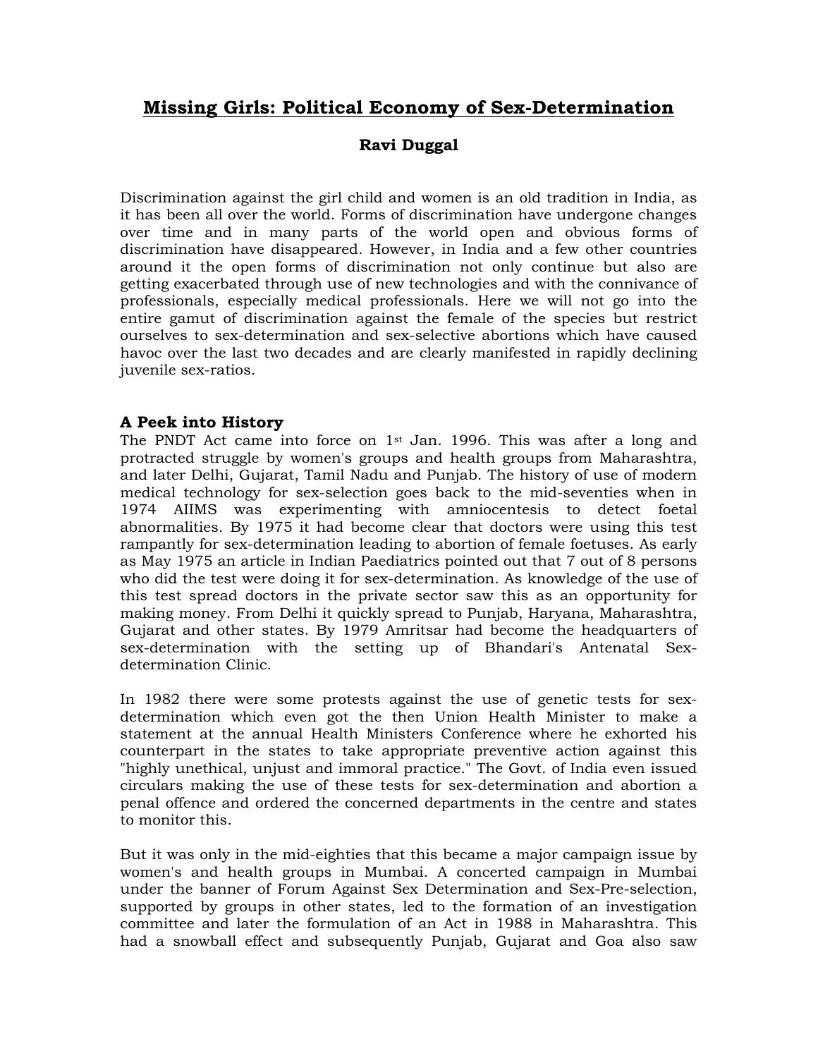# Missing Girls: Political Economy of Sex-Determination

**Ravi Duggal**

Discrimination against the girl child and women is an old tradition in India, as it has been all over the world. Forms of discrimination have undergone changes over time and in many parts of the world open and obvious forms of discrimination have disappeared. However, in India and a few other countries around it the open forms of discrimination not only continue but also are getting exacerbated through use of new technologies and with the connivance of professionals, especially medical professionals. Here we will not go into the entire gamut of discrimination against the female of the species but restrict ourselves to sex-determination and sex-selective abortions which have caused havoc over the last two decades and are clearly manifested in rapidly declining juvenile sex-ratios.

### A Peek into History

The PNDT Act came into force on 1st Jan. 1996. This was after a long and protracted struggle by women's groups and health groups from Maharashtra, and later Delhi, Gujarat, Tamil Nadu and Punjab. The history of use of modern medical technology for sex-selection goes back to the mid-seventies when in 1974 AIIMS was experimenting with amniocentesis to detect foetal abnormalities. By 1975 it had become clear that doctors were using this test rampantly for sex-determination leading to abortion of female foetuses. As early as May 1975 an article in Indian Paediatrics pointed out that 7 out of 8 persons who did the test were doing it for sex-determination. As knowledge of the use of this test spread doctors in the private sector saw this as an opportunity for making money. From Delhi it quickly spread to Punjab, Haryana, Maharashtra, Gujarat and other states. By 1979 Amritsar had become the headquarters of sex-determination with the setting up of Bhandari's Antenatal Sex-determination Clinic.

In 1982 there were some protests against the use of genetic tests for sex-determination which even got the then Union Health Minister to make a statement at the annual Health Ministers Conference where he exhorted his counterpart in the states to take appropriate preventive action against this "highly unethical, unjust and immoral practice." The Govt. of India even issued circulars making the use of these tests for sex-determination and abortion a penal offence and ordered the concerned departments in the centre and states to monitor this.

But it was only in the mid-eighties that this became a major campaign issue by women's and health groups in Mumbai. A concerted campaign in Mumbai under the banner of Forum Against Sex Determination and Sex-Pre-selection, supported by groups in other states, led to the formation of an investigation committee and later the formulation of an Act in 1988 in Maharashtra. This had a snowball effect and subsequently Punjab, Gujarat and Goa also saw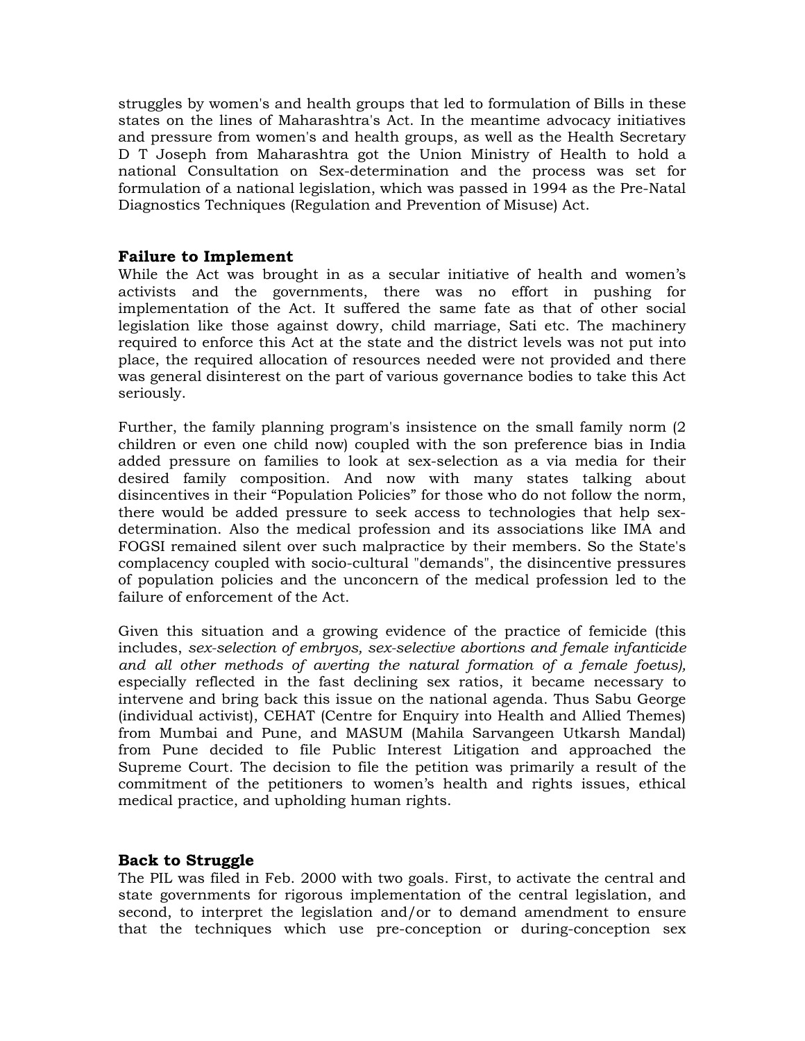struggles by women's and health groups that led to formulation of Bills in these states on the lines of Maharashtra's Act. In the meantime advocacy initiatives and pressure from women's and health groups, as well as the Health Secretary D T Joseph from Maharashtra got the Union Ministry of Health to hold a national Consultation on Sex-determination and the process was set for formulation of a national legislation, which was passed in 1994 as the Pre-Natal Diagnostics Techniques (Regulation and Prevention of Misuse) Act.

### Failure to Implement

While the Act was brought in as a secular initiative of health and women's activists and the governments, there was no effort in pushing for implementation of the Act. It suffered the same fate as that of other social legislation like those against dowry, child marriage, Sati etc. The machinery required to enforce this Act at the state and the district levels was not put into place, the required allocation of resources needed were not provided and there was general disinterest on the part of various governance bodies to take this Act seriously.

Further, the family planning program's insistence on the small family norm (2 children or even one child now) coupled with the son preference bias in India added pressure on families to look at sex-selection as a via media for their desired family composition. And now with many states talking about disincentives in their "Population Policies" for those who do not follow the norm, there would be added pressure to seek access to technologies that help sex-determination. Also the medical profession and its associations like IMA and FOGSI remained silent over such malpractice by their members. So the State's complacency coupled with socio-cultural "demands", the disincentive pressures of population policies and the unconcern of the medical profession led to the failure of enforcement of the Act.

Given this situation and a growing evidence of the practice of femicide (this includes, *sex-selection of embryos, sex-selective abortions and female infanticide and all other methods of averting the natural formation of a female foetus),* especially reflected in the fast declining sex ratios, it became necessary to intervene and bring back this issue on the national agenda. Thus Sabu George (individual activist), CEHAT (Centre for Enquiry into Health and Allied Themes) from Mumbai and Pune, and MASUM (Mahila Sarvangeen Utkarsh Mandal) from Pune decided to file Public Interest Litigation and approached the Supreme Court. The decision to file the petition was primarily a result of the commitment of the petitioners to women's health and rights issues, ethical medical practice, and upholding human rights.

### Back to Struggle

The PIL was filed in Feb. 2000 with two goals. First, to activate the central and state governments for rigorous implementation of the central legislation, and second, to interpret the legislation and/or to demand amendment to ensure that the techniques which use pre-conception or during-conception sex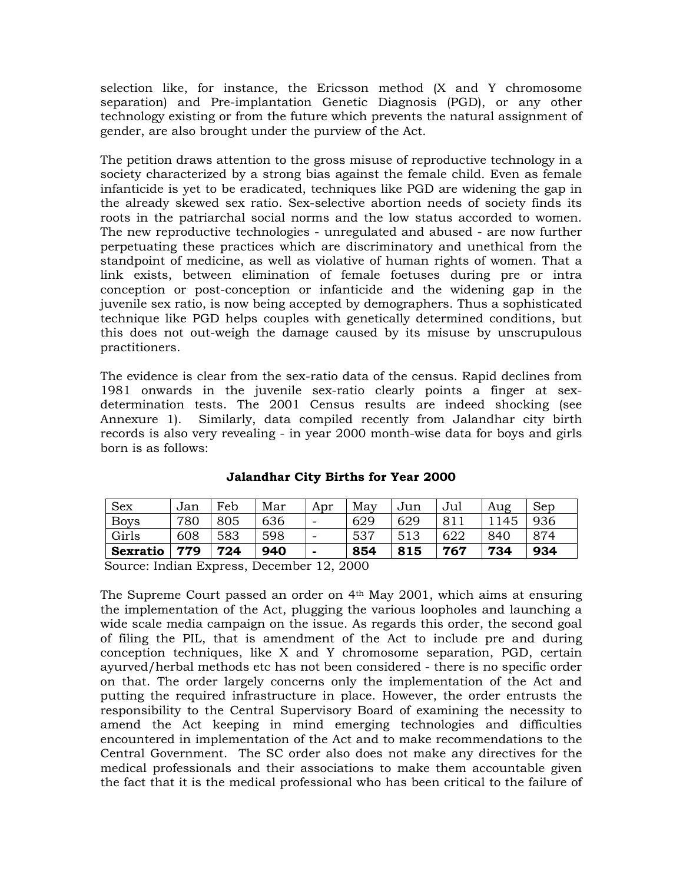selection like, for instance, the Ericsson method (X and Y chromosome separation) and Pre-implantation Genetic Diagnosis (PGD), or any other technology existing or from the future which prevents the natural assignment of gender, are also brought under the purview of the Act.

The petition draws attention to the gross misuse of reproductive technology in a society characterized by a strong bias against the female child. Even as female infanticide is yet to be eradicated, techniques like PGD are widening the gap in the already skewed sex ratio. Sex-selective abortion needs of society finds its roots in the patriarchal social norms and the low status accorded to women. The new reproductive technologies - unregulated and abused - are now further perpetuating these practices which are discriminatory and unethical from the standpoint of medicine, as well as violative of human rights of women. That a link exists, between elimination of female foetuses during pre or intra conception or post-conception or infanticide and the widening gap in the juvenile sex ratio, is now being accepted by demographers. Thus a sophisticated technique like PGD helps couples with genetically determined conditions, but this does not out-weigh the damage caused by its misuse by unscrupulous practitioners.

The evidence is clear from the sex-ratio data of the census. Rapid declines from 1981 onwards in the juvenile sex-ratio clearly points a finger at sex-determination tests. The 2001 Census results are indeed shocking (see Annexure 1). Similarly, data compiled recently from Jalandhar city birth records is also very revealing - in year 2000 month-wise data for boys and girls born is as follows:

**Jalandhar City Births for Year 2000**

| Sex | Jan | Feb | Mar | Apr | May | Jun | Jul | Aug | Sep |
|---|---|---|---|---|---|---|---|---|---|
| Boys | 780 | 805 | 636 | - | 629 | 629 | 811 | 1145 | 936 |
| Girls | 608 | 583 | 598 | - | 537 | 513 | 622 | 840 | 874 |
| **Sexratio** | **779** | **724** | **940** | **-** | **854** | **815** | **767** | **734** | **934** |

Source: Indian Express, December 12, 2000

The Supreme Court passed an order on 4th May 2001, which aims at ensuring the implementation of the Act, plugging the various loopholes and launching a wide scale media campaign on the issue. As regards this order, the second goal of filing the PIL, that is amendment of the Act to include pre and during conception techniques, like X and Y chromosome separation, PGD, certain ayurved/herbal methods etc has not been considered - there is no specific order on that. The order largely concerns only the implementation of the Act and putting the required infrastructure in place. However, the order entrusts the responsibility to the Central Supervisory Board of examining the necessity to amend the Act keeping in mind emerging technologies and difficulties encountered in implementation of the Act and to make recommendations to the Central Government. The SC order also does not make any directives for the medical professionals and their associations to make them accountable given the fact that it is the medical professional who has been critical to the failure of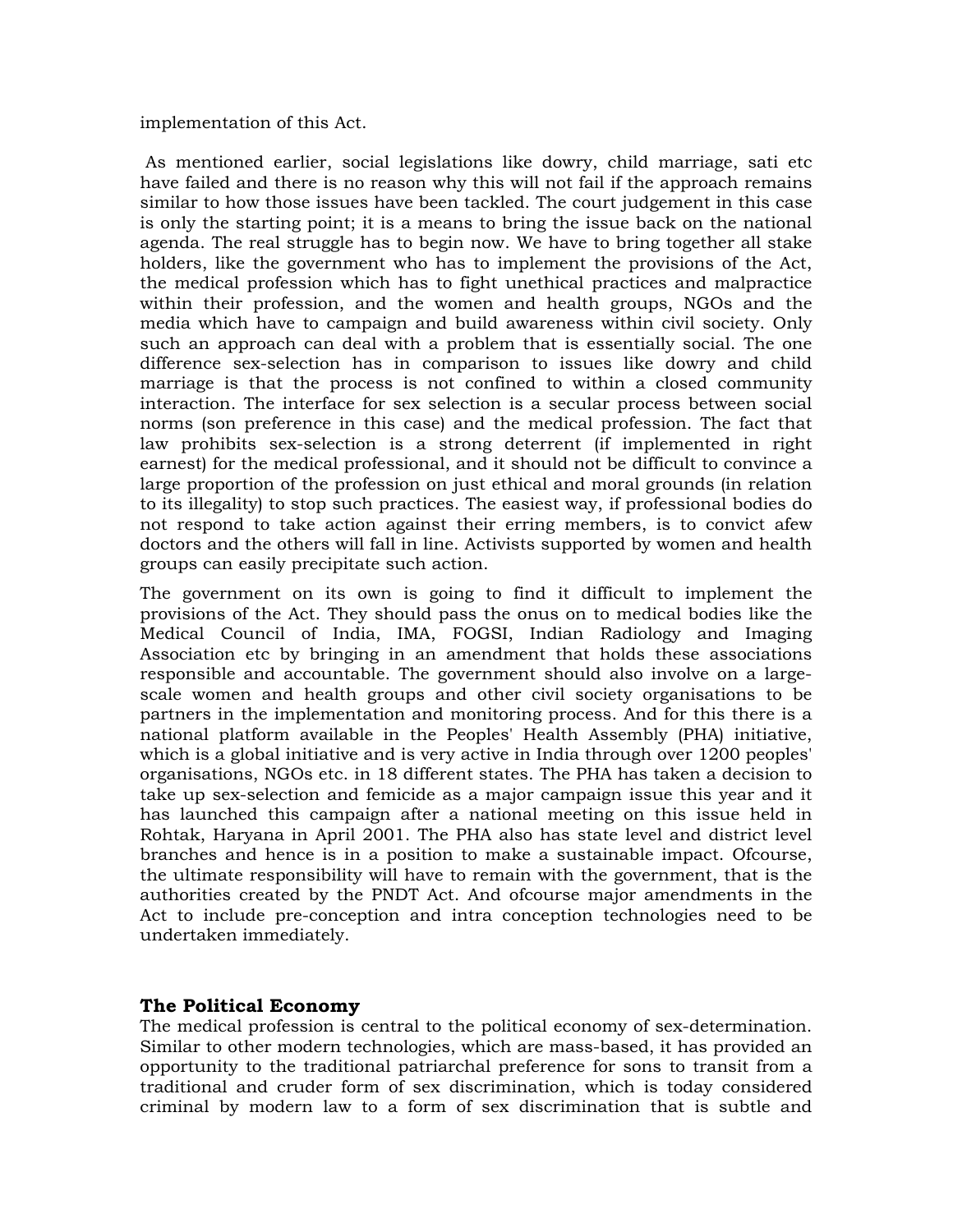implementation of this Act.

As mentioned earlier, social legislations like dowry, child marriage, sati etc have failed and there is no reason why this will not fail if the approach remains similar to how those issues have been tackled. The court judgement in this case is only the starting point; it is a means to bring the issue back on the national agenda. The real struggle has to begin now. We have to bring together all stake holders, like the government who has to implement the provisions of the Act, the medical profession which has to fight unethical practices and malpractice within their profession, and the women and health groups, NGOs and the media which have to campaign and build awareness within civil society. Only such an approach can deal with a problem that is essentially social. The one difference sex-selection has in comparison to issues like dowry and child marriage is that the process is not confined to within a closed community interaction. The interface for sex selection is a secular process between social norms (son preference in this case) and the medical profession. The fact that law prohibits sex-selection is a strong deterrent (if implemented in right earnest) for the medical professional, and it should not be difficult to convince a large proportion of the profession on just ethical and moral grounds (in relation to its illegality) to stop such practices. The easiest way, if professional bodies do not respond to take action against their erring members, is to convict afew doctors and the others will fall in line. Activists supported by women and health groups can easily precipitate such action.

The government on its own is going to find it difficult to implement the provisions of the Act. They should pass the onus on to medical bodies like the Medical Council of India, IMA, FOGSI, Indian Radiology and Imaging Association etc by bringing in an amendment that holds these associations responsible and accountable. The government should also involve on a large-scale women and health groups and other civil society organisations to be partners in the implementation and monitoring process. And for this there is a national platform available in the Peoples' Health Assembly (PHA) initiative, which is a global initiative and is very active in India through over 1200 peoples' organisations, NGOs etc. in 18 different states. The PHA has taken a decision to take up sex-selection and femicide as a major campaign issue this year and it has launched this campaign after a national meeting on this issue held in Rohtak, Haryana in April 2001. The PHA also has state level and district level branches and hence is in a position to make a sustainable impact. Ofcourse, the ultimate responsibility will have to remain with the government, that is the authorities created by the PNDT Act. And ofcourse major amendments in the Act to include pre-conception and intra conception technologies need to be undertaken immediately.

## The Political Economy

The medical profession is central to the political economy of sex-determination. Similar to other modern technologies, which are mass-based, it has provided an opportunity to the traditional patriarchal preference for sons to transit from a traditional and cruder form of sex discrimination, which is today considered criminal by modern law to a form of sex discrimination that is subtle and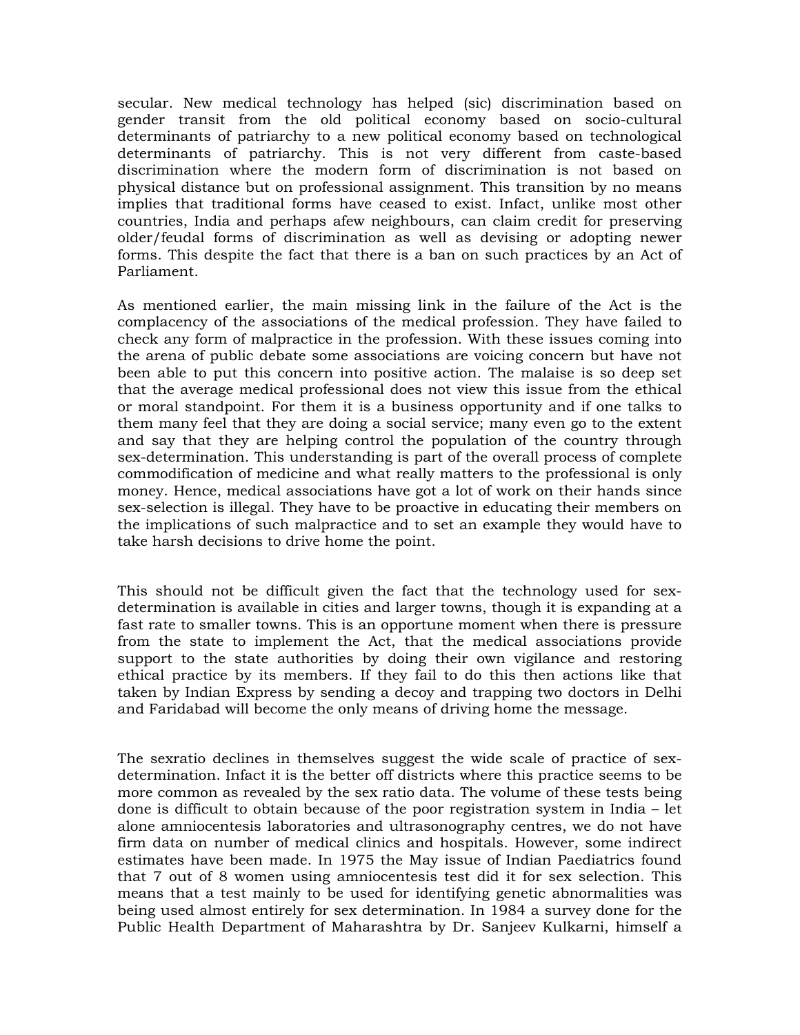secular. New medical technology has helped (sic) discrimination based on gender transit from the old political economy based on socio-cultural determinants of patriarchy to a new political economy based on technological determinants of patriarchy. This is not very different from caste-based discrimination where the modern form of discrimination is not based on physical distance but on professional assignment. This transition by no means implies that traditional forms have ceased to exist. Infact, unlike most other countries, India and perhaps afew neighbours, can claim credit for preserving older/feudal forms of discrimination as well as devising or adopting newer forms. This despite the fact that there is a ban on such practices by an Act of Parliament.

As mentioned earlier, the main missing link in the failure of the Act is the complacency of the associations of the medical profession. They have failed to check any form of malpractice in the profession. With these issues coming into the arena of public debate some associations are voicing concern but have not been able to put this concern into positive action. The malaise is so deep set that the average medical professional does not view this issue from the ethical or moral standpoint. For them it is a business opportunity and if one talks to them many feel that they are doing a social service; many even go to the extent and say that they are helping control the population of the country through sex-determination. This understanding is part of the overall process of complete commodification of medicine and what really matters to the professional is only money. Hence, medical associations have got a lot of work on their hands since sex-selection is illegal. They have to be proactive in educating their members on the implications of such malpractice and to set an example they would have to take harsh decisions to drive home the point.

This should not be difficult given the fact that the technology used for sex-determination is available in cities and larger towns, though it is expanding at a fast rate to smaller towns. This is an opportune moment when there is pressure from the state to implement the Act, that the medical associations provide support to the state authorities by doing their own vigilance and restoring ethical practice by its members. If they fail to do this then actions like that taken by Indian Express by sending a decoy and trapping two doctors in Delhi and Faridabad will become the only means of driving home the message.

The sexratio declines in themselves suggest the wide scale of practice of sex-determination. Infact it is the better off districts where this practice seems to be more common as revealed by the sex ratio data. The volume of these tests being done is difficult to obtain because of the poor registration system in India – let alone amniocentesis laboratories and ultrasonography centres, we do not have firm data on number of medical clinics and hospitals. However, some indirect estimates have been made. In 1975 the May issue of Indian Paediatrics found that 7 out of 8 women using amniocentesis test did it for sex selection. This means that a test mainly to be used for identifying genetic abnormalities was being used almost entirely for sex determination. In 1984 a survey done for the Public Health Department of Maharashtra by Dr. Sanjeev Kulkarni, himself a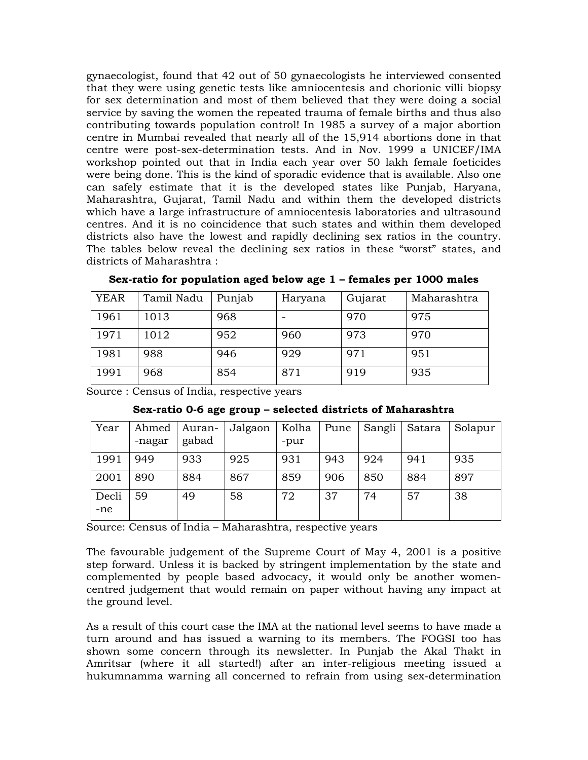gynaecologist, found that 42 out of 50 gynaecologists he interviewed consented that they were using genetic tests like amniocentesis and chorionic villi biopsy for sex determination and most of them believed that they were doing a social service by saving the women the repeated trauma of female births and thus also contributing towards population control! In 1985 a survey of a major abortion centre in Mumbai revealed that nearly all of the 15,914 abortions done in that centre were post-sex-determination tests. And in Nov. 1999 a UNICEF/IMA workshop pointed out that in India each year over 50 lakh female foeticides were being done. This is the kind of sporadic evidence that is available. Also one can safely estimate that it is the developed states like Punjab, Haryana, Maharashtra, Gujarat, Tamil Nadu and within them the developed districts which have a large infrastructure of amniocentesis laboratories and ultrasound centres. And it is no coincidence that such states and within them developed districts also have the lowest and rapidly declining sex ratios in the country. The tables below reveal the declining sex ratios in these "worst" states, and districts of Maharashtra :

**Sex-ratio for population aged below age 1 – females per 1000 males**

| YEAR | Tamil Nadu | Punjab | Haryana | Gujarat | Maharashtra |
|---|---|---|---|---|---|
| 1961 | 1013 | 968 | - | 970 | 975 |
| 1971 | 1012 | 952 | 960 | 973 | 970 |
| 1981 | 988 | 946 | 929 | 971 | 951 |
| 1991 | 968 | 854 | 871 | 919 | 935 |

Source : Census of India, respective years

**Sex-ratio 0-6 age group – selected districts of Maharashtra**

| Year | Ahmed-nagar | Auran-gabad | Jalgaon | Kolha-pur | Pune | Sangli | Satara | Solapur |
|---|---|---|---|---|---|---|---|---|
| 1991 | 949 | 933 | 925 | 931 | 943 | 924 | 941 | 935 |
| 2001 | 890 | 884 | 867 | 859 | 906 | 850 | 884 | 897 |
| Decli-ne | 59 | 49 | 58 | 72 | 37 | 74 | 57 | 38 |

Source: Census of India – Maharashtra, respective years

The favourable judgement of the Supreme Court of May 4, 2001 is a positive step forward. Unless it is backed by stringent implementation by the state and complemented by people based advocacy, it would only be another women-centred judgement that would remain on paper without having any impact at the ground level.

As a result of this court case the IMA at the national level seems to have made a turn around and has issued a warning to its members. The FOGSI too has shown some concern through its newsletter. In Punjab the Akal Thakt in Amritsar (where it all started!) after an inter-religious meeting issued a hukumnamma warning all concerned to refrain from using sex-determination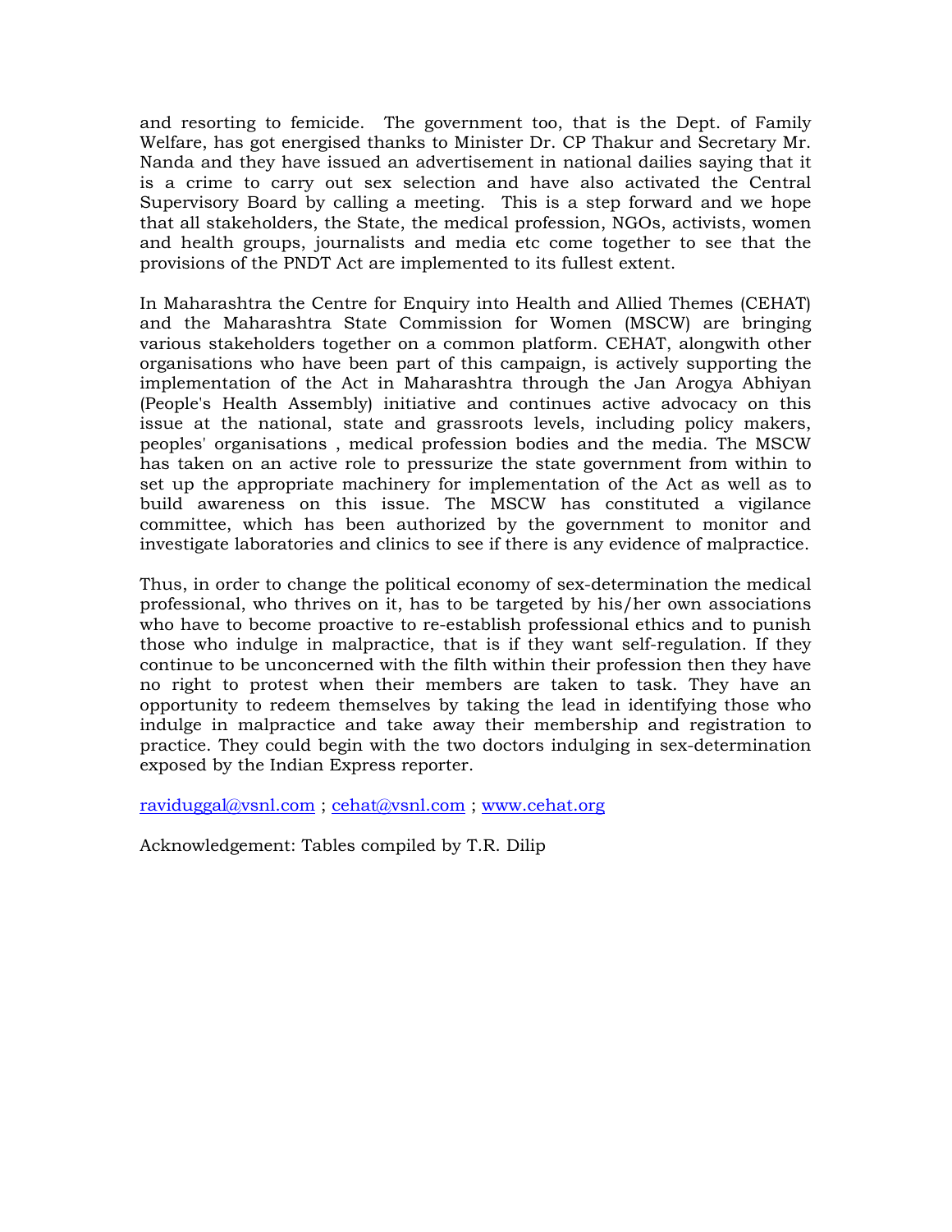and resorting to femicide. The government too, that is the Dept. of Family Welfare, has got energised thanks to Minister Dr. CP Thakur and Secretary Mr. Nanda and they have issued an advertisement in national dailies saying that it is a crime to carry out sex selection and have also activated the Central Supervisory Board by calling a meeting. This is a step forward and we hope that all stakeholders, the State, the medical profession, NGOs, activists, women and health groups, journalists and media etc come together to see that the provisions of the PNDT Act are implemented to its fullest extent.

In Maharashtra the Centre for Enquiry into Health and Allied Themes (CEHAT) and the Maharashtra State Commission for Women (MSCW) are bringing various stakeholders together on a common platform. CEHAT, alongwith other organisations who have been part of this campaign, is actively supporting the implementation of the Act in Maharashtra through the Jan Arogya Abhiyan (People's Health Assembly) initiative and continues active advocacy on this issue at the national, state and grassroots levels, including policy makers, peoples' organisations , medical profession bodies and the media. The MSCW has taken on an active role to pressurize the state government from within to set up the appropriate machinery for implementation of the Act as well as to build awareness on this issue. The MSCW has constituted a vigilance committee, which has been authorized by the government to monitor and investigate laboratories and clinics to see if there is any evidence of malpractice.

Thus, in order to change the political economy of sex-determination the medical professional, who thrives on it, has to be targeted by his/her own associations who have to become proactive to re-establish professional ethics and to punish those who indulge in malpractice, that is if they want self-regulation. If they continue to be unconcerned with the filth within their profession then they have no right to protest when their members are taken to task. They have an opportunity to redeem themselves by taking the lead in identifying those who indulge in malpractice and take away their membership and registration to practice. They could begin with the two doctors indulging in sex-determination exposed by the Indian Express reporter.

raviduggal@vsnl.com ; cehat@vsnl.com ; www.cehat.org

Acknowledgement: Tables compiled by T.R. Dilip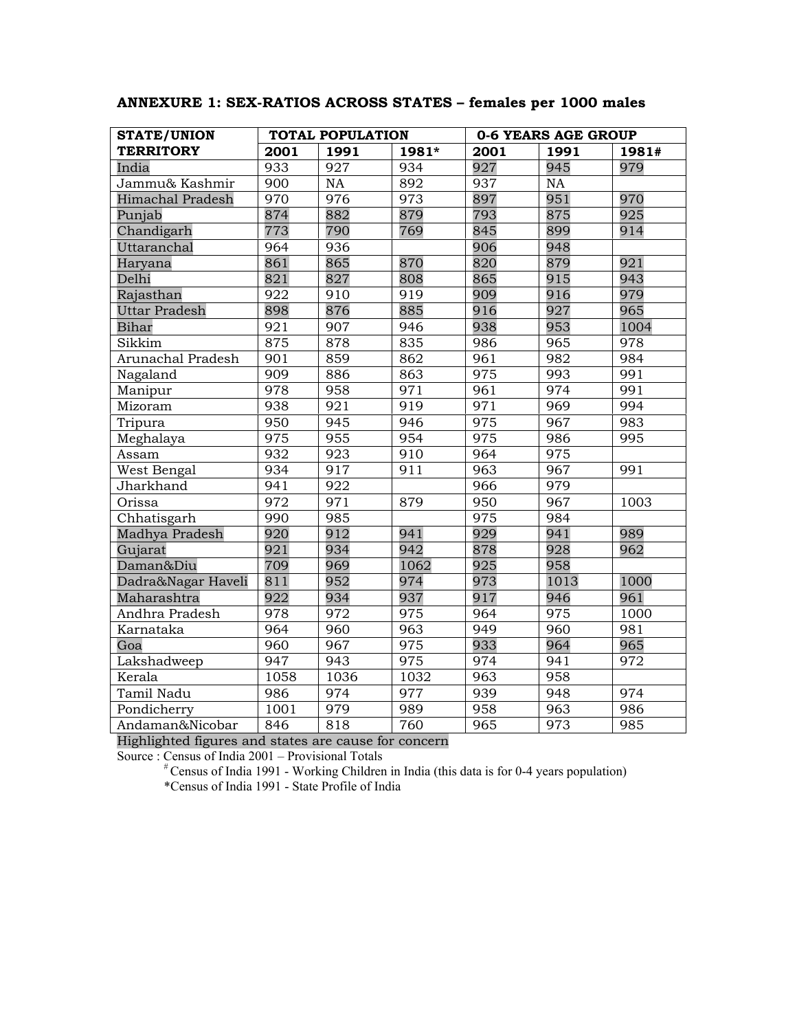**ANNEXURE 1: SEX-RATIOS ACROSS STATES – females per 1000 males**

| STATE/UNION TERRITORY | TOTAL POPULATION | | | 0-6 YEARS AGE GROUP | | |
|---|---|---|---|---|---|---|
| | 2001 | 1991 | 1981* | 2001 | 1991 | 1981# |
| India | 933 | 927 | 934 | 927 | 945 | 979 |
| Jammu& Kashmir | 900 | NA | 892 | 937 | NA | |
| Himachal Pradesh | 970 | 976 | 973 | 897 | 951 | 970 |
| Punjab | 874 | 882 | 879 | 793 | 875 | 925 |
| Chandigarh | 773 | 790 | 769 | 845 | 899 | 914 |
| Uttaranchal | 964 | 936 | | 906 | 948 | |
| Haryana | 861 | 865 | 870 | 820 | 879 | 921 |
| Delhi | 821 | 827 | 808 | 865 | 915 | 943 |
| Rajasthan | 922 | 910 | 919 | 909 | 916 | 979 |
| Uttar Pradesh | 898 | 876 | 885 | 916 | 927 | 965 |
| Bihar | 921 | 907 | 946 | 938 | 953 | 1004 |
| Sikkim | 875 | 878 | 835 | 986 | 965 | 978 |
| Arunachal Pradesh | 901 | 859 | 862 | 961 | 982 | 984 |
| Nagaland | 909 | 886 | 863 | 975 | 993 | 991 |
| Manipur | 978 | 958 | 971 | 961 | 974 | 991 |
| Mizoram | 938 | 921 | 919 | 971 | 969 | 994 |
| Tripura | 950 | 945 | 946 | 975 | 967 | 983 |
| Meghalaya | 975 | 955 | 954 | 975 | 986 | 995 |
| Assam | 932 | 923 | 910 | 964 | 975 | |
| West Bengal | 934 | 917 | 911 | 963 | 967 | 991 |
| Jharkhand | 941 | 922 | | 966 | 979 | |
| Orissa | 972 | 971 | 879 | 950 | 967 | 1003 |
| Chhatisgarh | 990 | 985 | | 975 | 984 | |
| Madhya Pradesh | 920 | 912 | 941 | 929 | 941 | 989 |
| Gujarat | 921 | 934 | 942 | 878 | 928 | 962 |
| Daman&Diu | 709 | 969 | 1062 | 925 | 958 | |
| Dadra&Nagar Haveli | 811 | 952 | 974 | 973 | 1013 | 1000 |
| Maharashtra | 922 | 934 | 937 | 917 | 946 | 961 |
| Andhra Pradesh | 978 | 972 | 975 | 964 | 975 | 1000 |
| Karnataka | 964 | 960 | 963 | 949 | 960 | 981 |
| Goa | 960 | 967 | 975 | 933 | 964 | 965 |
| Lakshadweep | 947 | 943 | 975 | 974 | 941 | 972 |
| Kerala | 1058 | 1036 | 1032 | 963 | 958 | |
| Tamil Nadu | 986 | 974 | 977 | 939 | 948 | 974 |
| Pondicherry | 1001 | 979 | 989 | 958 | 963 | 986 |
| Andaman&Nicobar | 846 | 818 | 760 | 965 | 973 | 985 |

Highlighted figures and states are cause for concern

Source : Census of India 2001 – Provisional Totals

# Census of India 1991 - Working Children in India (this data is for 0-4 years population)

*Census of India 1991 - State Profile of India